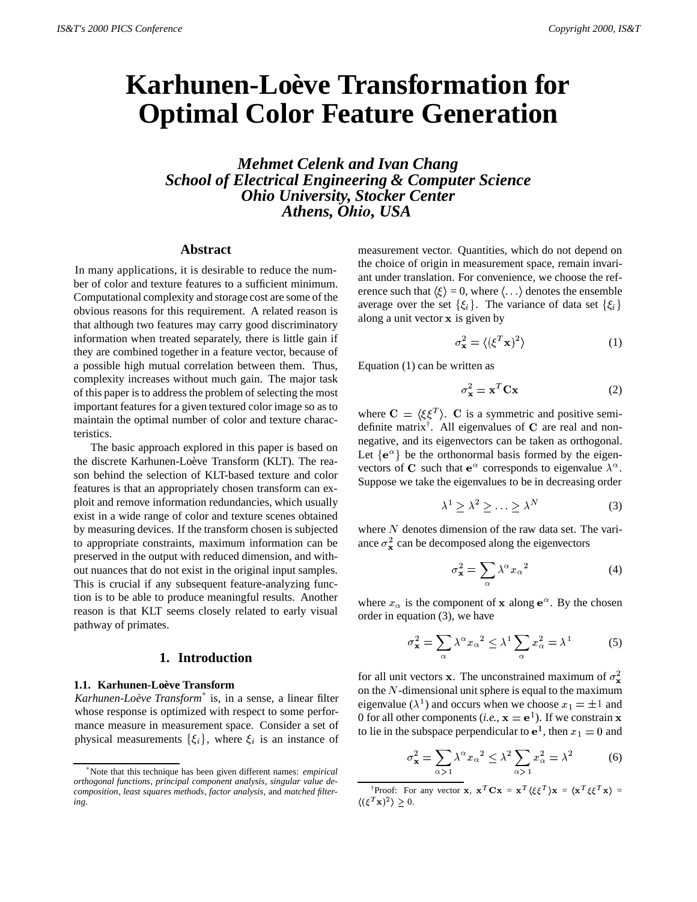# Karhunen-Loève Transformation for Optimal Color Feature Generation

***Mehmet Celenk and Ivan Chang***
***School of Electrical Engineering & Computer Science***
***Ohio University, Stocker Center***
***Athens, Ohio, USA***

## Abstract

In many applications, it is desirable to reduce the number of color and texture features to a sufficient minimum. Computational complexity and storage cost are some of the obvious reasons for this requirement. A related reason is that although two features may carry good discriminatory information when treated separately, there is little gain if they are combined together in a feature vector, because of a possible high mutual correlation between them. Thus, complexity increases without much gain. The major task of this paper is to address the problem of selecting the most important features for a given textured color image so as to maintain the optimal number of color and texture characteristics.

The basic approach explored in this paper is based on the discrete Karhunen-Loève Transform (KLT). The reason behind the selection of KLT-based texture and color features is that an appropriately chosen transform can exploit and remove information redundancies, which usually exist in a wide range of color and texture scenes obtained by measuring devices. If the transform chosen is subjected to appropriate constraints, maximum information can be preserved in the output with reduced dimension, and without nuances that do not exist in the original input samples. This is crucial if any subsequent feature-analyzing function is to be able to produce meaningful results. Another reason is that KLT seems closely related to early visual pathway of primates.

## 1. Introduction

### 1.1. Karhunen-Loève Transform

*Karhunen-Loève Transform*[*] is, in a sense, a linear filter whose response is optimized with respect to some performance measure in measurement space. Consider a set of physical measurements $\{\xi_i\}$, where $\xi_i$ is an instance of measurement vector. Quantities, which do not depend on the choice of origin in measurement space, remain invariant under translation. For convenience, we choose the reference such that $\langle\xi\rangle = 0$, where $\langle\ldots\rangle$ denotes the ensemble average over the set $\{\xi_i\}$. The variance of data set $\{\xi_i\}$ along a unit vector $\mathbf{x}$ is given by

$$\sigma_{\mathbf{x}}^2 = \langle(\xi^T\mathbf{x})^2\rangle \tag{1}$$

Equation (1) can be written as

$$\sigma_{\mathbf{x}}^2 = \mathbf{x}^T\mathbf{C}\mathbf{x} \tag{2}$$

where $\mathbf{C} = \langle\xi\xi^T\rangle$. $\mathbf{C}$ is a symmetric and positive semi-definite matrix[†]. All eigenvalues of $\mathbf{C}$ are real and non-negative, and its eigenvectors can be taken as orthogonal. Let $\{\mathbf{e}^\alpha\}$ be the orthonormal basis formed by the eigenvectors of $\mathbf{C}$ such that $\mathbf{e}^\alpha$ corresponds to eigenvalue $\lambda^\alpha$. Suppose we take the eigenvalues to be in decreasing order

$$\lambda^1 \geq \lambda^2 \geq \ldots \geq \lambda^N \tag{3}$$

where $N$ denotes dimension of the raw data set. The variance $\sigma_{\mathbf{x}}^2$ can be decomposed along the eigenvectors

$$\sigma_{\mathbf{x}}^2 = \sum_{\alpha} \lambda^\alpha {x_\alpha}^2 \tag{4}$$

where $x_\alpha$ is the component of $\mathbf{x}$ along $\mathbf{e}^\alpha$. By the chosen order in equation (3), we have

$$\sigma_{\mathbf{x}}^2 = \sum_{\alpha} \lambda^\alpha {x_\alpha}^2 \leq \lambda^1 \sum_{\alpha} x_\alpha^2 = \lambda^1 \tag{5}$$

for all unit vectors $\mathbf{x}$. The unconstrained maximum of $\sigma_{\mathbf{x}}^2$ on the $N$-dimensional unit sphere is equal to the maximum eigenvalue ($\lambda^1$) and occurs when we choose $x_1 = \pm 1$ and 0 for all other components (*i.e.*, $\mathbf{x} = \mathbf{e}^1$). If we constrain $\mathbf{x}$ to lie in the subspace perpendicular to $\mathbf{e}^1$, then $x_1 = 0$ and

$$\sigma_{\mathbf{x}}^2 = \sum_{\alpha>1} \lambda^\alpha {x_\alpha}^2 \leq \lambda^2 \sum_{\alpha>1} x_\alpha^2 = \lambda^2 \tag{6}$$

---

[*] Note that this technique has been given different names: *empirical orthogonal functions*, *principal component analysis*, *singular value decomposition*, *least squares methods*, *factor analysis*, and *matched filtering*.

[†] Proof: For any vector $\mathbf{x}$, $\mathbf{x}^T\mathbf{C}\mathbf{x} = \mathbf{x}^T\langle\xi\xi^T\rangle\mathbf{x} = \langle\mathbf{x}^T\xi\xi^T\mathbf{x}\rangle = \langle(\xi^T\mathbf{x})^2\rangle \geq 0$.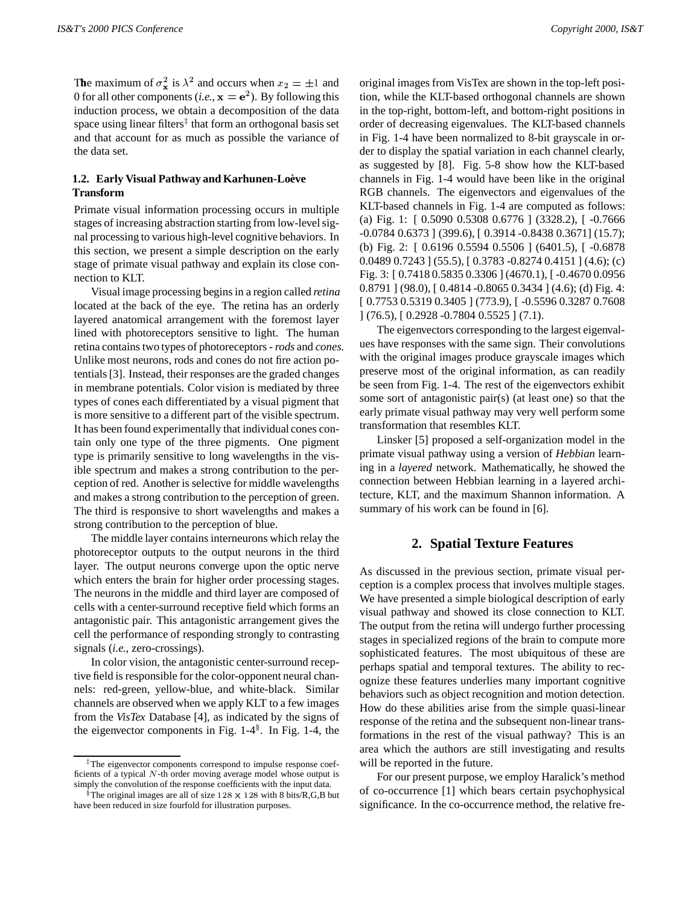The maximum of $\sigma_{\mathbf{x}}^2$ is $\lambda^2$ and occurs when $x_2 = \pm 1$ and 0 for all other components (*i.e.*, $\mathbf{x} = \mathbf{e}^2$). By following this induction process, we obtain a decomposition of the data space using linear filters[‡] that form an orthogonal basis set and that account for as much as possible the variance of the data set.

### 1.2. Early Visual Pathway and Karhunen-Loève Transform

Primate visual information processing occurs in multiple stages of increasing abstraction starting from low-level signal processing to various high-level cognitive behaviors. In this section, we present a simple description on the early stage of primate visual pathway and explain its close connection to KLT.

Visual image processing begins in a region called *retina* located at the back of the eye. The retina has an orderly layered anatomical arrangement with the foremost layer lined with photoreceptors sensitive to light. The human retina contains two types of photoreceptors - *rods* and *cones*. Unlike most neurons, rods and cones do not fire action potentials [3]. Instead, their responses are the graded changes in membrane potentials. Color vision is mediated by three types of cones each differentiated by a visual pigment that is more sensitive to a different part of the visible spectrum. It has been found experimentally that individual cones contain only one type of the three pigments. One pigment type is primarily sensitive to long wavelengths in the visible spectrum and makes a strong contribution to the perception of red. Another is selective for middle wavelengths and makes a strong contribution to the perception of green. The third is responsive to short wavelengths and makes a strong contribution to the perception of blue.

The middle layer contains interneurons which relay the photoreceptor outputs to the output neurons in the third layer. The output neurons converge upon the optic nerve which enters the brain for higher order processing stages. The neurons in the middle and third layer are composed of cells with a center-surround receptive field which forms an antagonistic pair. This antagonistic arrangement gives the cell the performance of responding strongly to contrasting signals (*i.e.*, zero-crossings).

In color vision, the antagonistic center-surround receptive field is responsible for the color-opponent neural channels: red-green, yellow-blue, and white-black. Similar channels are observed when we apply KLT to a few images from the *VisTex* Database [4], as indicated by the signs of the eigenvector components in Fig. 1-4[§]. In Fig. 1-4, the original images from VisTex are shown in the top-left position, while the KLT-based orthogonal channels are shown in the top-right, bottom-left, and bottom-right positions in order of decreasing eigenvalues. The KLT-based channels in Fig. 1-4 have been normalized to 8-bit grayscale in order to display the spatial variation in each channel clearly, as suggested by [8]. Fig. 5-8 show how the KLT-based channels in Fig. 1-4 would have been like in the original RGB channels. The eigenvectors and eigenvalues of the KLT-based channels in Fig. 1-4 are computed as follows: (a) Fig. 1: [ 0.5090 0.5308 0.6776 ] (3328.2), [ -0.7666 -0.0784 0.6373 ] (399.6), [ 0.3914 -0.8438 0.3671] (15.7); (b) Fig. 2: [ 0.6196 0.5594 0.5506 ] (6401.5), [ -0.6878 0.0489 0.7243 ] (55.5), [ 0.3783 -0.8274 0.4151 ] (4.6); (c) Fig. 3: [ 0.7418 0.5835 0.3306 ] (4670.1), [ -0.4670 0.0956 0.8791 ] (98.0), [ 0.4814 -0.8065 0.3434 ] (4.6); (d) Fig. 4: [ 0.7753 0.5319 0.3405 ] (773.9), [ -0.5596 0.3287 0.7608 ] (76.5), [ 0.2928 -0.7804 0.5525 ] (7.1).

The eigenvectors corresponding to the largest eigenvalues have responses with the same sign. Their convolutions with the original images produce grayscale images which preserve most of the original information, as can readily be seen from Fig. 1-4. The rest of the eigenvectors exhibit some sort of antagonistic pair(s) (at least one) so that the early primate visual pathway may very well perform some transformation that resembles KLT.

Linsker [5] proposed a self-organization model in the primate visual pathway using a version of *Hebbian* learning in a *layered* network. Mathematically, he showed the connection between Hebbian learning in a layered architecture, KLT, and the maximum Shannon information. A summary of his work can be found in [6].

## 2. Spatial Texture Features

As discussed in the previous section, primate visual perception is a complex process that involves multiple stages. We have presented a simple biological description of early visual pathway and showed its close connection to KLT. The output from the retina will undergo further processing stages in specialized regions of the brain to compute more sophisticated features. The most ubiquitous of these are perhaps spatial and temporal textures. The ability to recognize these features underlies many important cognitive behaviors such as object recognition and motion detection. How do these abilities arise from the simple quasi-linear response of the retina and the subsequent non-linear transformations in the rest of the visual pathway? This is an area which the authors are still investigating and results will be reported in the future.

For our present purpose, we employ Haralick's method of co-occurrence [1] which bears certain psychophysical significance. In the co-occurrence method, the relative fre-

---

[‡] The eigenvector components correspond to impulse response coefficients of a typical $N$-th order moving average model whose output is simply the convolution of the response coefficients with the input data.

[§] The original images are all of size $128 \times 128$ with 8 bits/R,G,B but have been reduced in size fourfold for illustration purposes.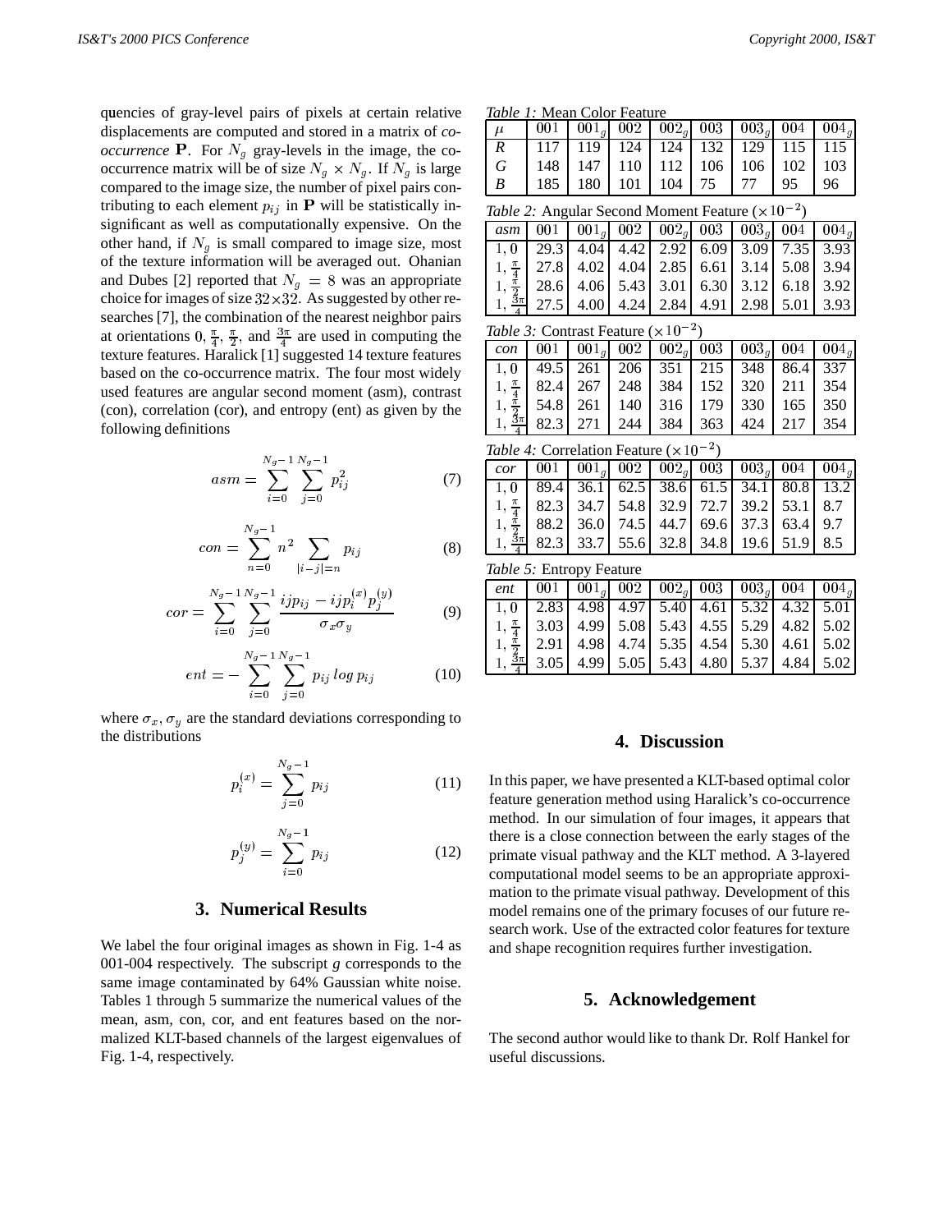quencies of gray-level pairs of pixels at certain relative displacements are computed and stored in a matrix of *co-occurrence* $\mathbf{P}$. For $N_g$ gray-levels in the image, the co-occurrence matrix will be of size $N_g \times N_g$. If $N_g$ is large compared to the image size, the number of pixel pairs contributing to each element $p_{ij}$ in $\mathbf{P}$ will be statistically insignificant as well as computationally expensive. On the other hand, if $N_g$ is small compared to image size, most of the texture information will be averaged out. Ohanian and Dubes [2] reported that $N_g = 8$ was an appropriate choice for images of size $32 \times 32$. As suggested by other researches [7], the combination of the nearest neighbor pairs at orientations $0, \frac{\pi}{4}, \frac{\pi}{2}$, and $\frac{3\pi}{4}$ are used in computing the texture features. Haralick [1] suggested 14 texture features based on the co-occurrence matrix. The four most widely used features are angular second moment (asm), contrast (con), correlation (cor), and entropy (ent) as given by the following definitions

$$asm = \sum_{i=0}^{N_g-1} \sum_{j=0}^{N_g-1} p_{ij}^2 \tag{7}$$

$$con = \sum_{n=0}^{N_g-1} n^2 \sum_{|i-j|=n} p_{ij} \tag{8}$$

$$cor = \sum_{i=0}^{N_g-1} \sum_{j=0}^{N_g-1} \frac{ijp_{ij} - ijp_i^{(x)} p_j^{(y)}}{\sigma_x \sigma_y} \tag{9}$$

$$ent = -\sum_{i=0}^{N_g-1} \sum_{j=0}^{N_g-1} p_{ij} \, log \, p_{ij} \tag{10}$$

where $\sigma_x, \sigma_y$ are the standard deviations corresponding to the distributions

$$p_i^{(x)} = \sum_{j=0}^{N_g-1} p_{ij} \tag{11}$$

$$p_j^{(y)} = \sum_{i=0}^{N_g-1} p_{ij} \tag{12}$$

## 3. Numerical Results

We label the four original images as shown in Fig. 1-4 as 001-004 respectively. The subscript *g* corresponds to the same image contaminated by 64% Gaussian white noise. Tables 1 through 5 summarize the numerical values of the mean, asm, con, cor, and ent features based on the normalized KLT-based channels of the largest eigenvalues of Fig. 1-4, respectively.

*Table 1:* Mean Color Feature

| $\mu$ | 001 | $001_g$ | 002 | $002_g$ | 003 | $003_g$ | 004 | $004_g$ |
|---|---|---|---|---|---|---|---|---|
| *R* | 117 | 119 | 124 | 124 | 132 | 129 | 115 | 115 |
| *G* | 148 | 147 | 110 | 112 | 106 | 106 | 102 | 103 |
| *B* | 185 | 180 | 101 | 104 | 75 | 77 | 95 | 96 |

*Table 2:* Angular Second Moment Feature ($\times 10^{-2}$)

| *asm* | 001 | $001_g$ | 002 | $002_g$ | 003 | $003_g$ | 004 | $004_g$ |
|---|---|---|---|---|---|---|---|---|
| $1, 0$ | 29.3 | 4.04 | 4.42 | 2.92 | 6.09 | 3.09 | 7.35 | 3.93 |
| $1, \frac{\pi}{4}$ | 27.8 | 4.02 | 4.04 | 2.85 | 6.61 | 3.14 | 5.08 | 3.94 |
| $1, \frac{\pi}{2}$ | 28.6 | 4.06 | 5.43 | 3.01 | 6.30 | 3.12 | 6.18 | 3.92 |
| $1, \frac{3\pi}{4}$ | 27.5 | 4.00 | 4.24 | 2.84 | 4.91 | 2.98 | 5.01 | 3.93 |

*Table 3:* Contrast Feature ($\times 10^{-2}$)

| *con* | 001 | $001_g$ | 002 | $002_g$ | 003 | $003_g$ | 004 | $004_g$ |
|---|---|---|---|---|---|---|---|---|
| $1, 0$ | 49.5 | 261 | 206 | 351 | 215 | 348 | 86.4 | 337 |
| $1, \frac{\pi}{4}$ | 82.4 | 267 | 248 | 384 | 152 | 320 | 211 | 354 |
| $1, \frac{\pi}{2}$ | 54.8 | 261 | 140 | 316 | 179 | 330 | 165 | 350 |
| $1, \frac{3\pi}{4}$ | 82.3 | 271 | 244 | 384 | 363 | 424 | 217 | 354 |

*Table 4:* Correlation Feature ($\times 10^{-2}$)

| *cor* | 001 | $001_g$ | 002 | $002_g$ | 003 | $003_g$ | 004 | $004_g$ |
|---|---|---|---|---|---|---|---|---|
| $1, 0$ | 89.4 | 36.1 | 62.5 | 38.6 | 61.5 | 34.1 | 80.8 | 13.2 |
| $1, \frac{\pi}{4}$ | 82.3 | 34.7 | 54.8 | 32.9 | 72.7 | 39.2 | 53.1 | 8.7 |
| $1, \frac{\pi}{2}$ | 88.2 | 36.0 | 74.5 | 44.7 | 69.6 | 37.3 | 63.4 | 9.7 |
| $1, \frac{3\pi}{4}$ | 82.3 | 33.7 | 55.6 | 32.8 | 34.8 | 19.6 | 51.9 | 8.5 |

*Table 5:* Entropy Feature

| *ent* | 001 | $001_g$ | 002 | $002_g$ | 003 | $003_g$ | 004 | $004_g$ |
|---|---|---|---|---|---|---|---|---|
| $1, 0$ | 2.83 | 4.98 | 4.97 | 5.40 | 4.61 | 5.32 | 4.32 | 5.01 |
| $1, \frac{\pi}{4}$ | 3.03 | 4.99 | 5.08 | 5.43 | 4.55 | 5.29 | 4.82 | 5.02 |
| $1, \frac{\pi}{2}$ | 2.91 | 4.98 | 4.74 | 5.35 | 4.54 | 5.30 | 4.61 | 5.02 |
| $1, \frac{3\pi}{4}$ | 3.05 | 4.99 | 5.05 | 5.43 | 4.80 | 5.37 | 4.84 | 5.02 |

## 4. Discussion

In this paper, we have presented a KLT-based optimal color feature generation method using Haralick's co-occurrence method. In our simulation of four images, it appears that there is a close connection between the early stages of the primate visual pathway and the KLT method. A 3-layered computational model seems to be an appropriate approximation to the primate visual pathway. Development of this model remains one of the primary focuses of our future research work. Use of the extracted color features for texture and shape recognition requires further investigation.

## 5. Acknowledgement

The second author would like to thank Dr. Rolf Hankel for useful discussions.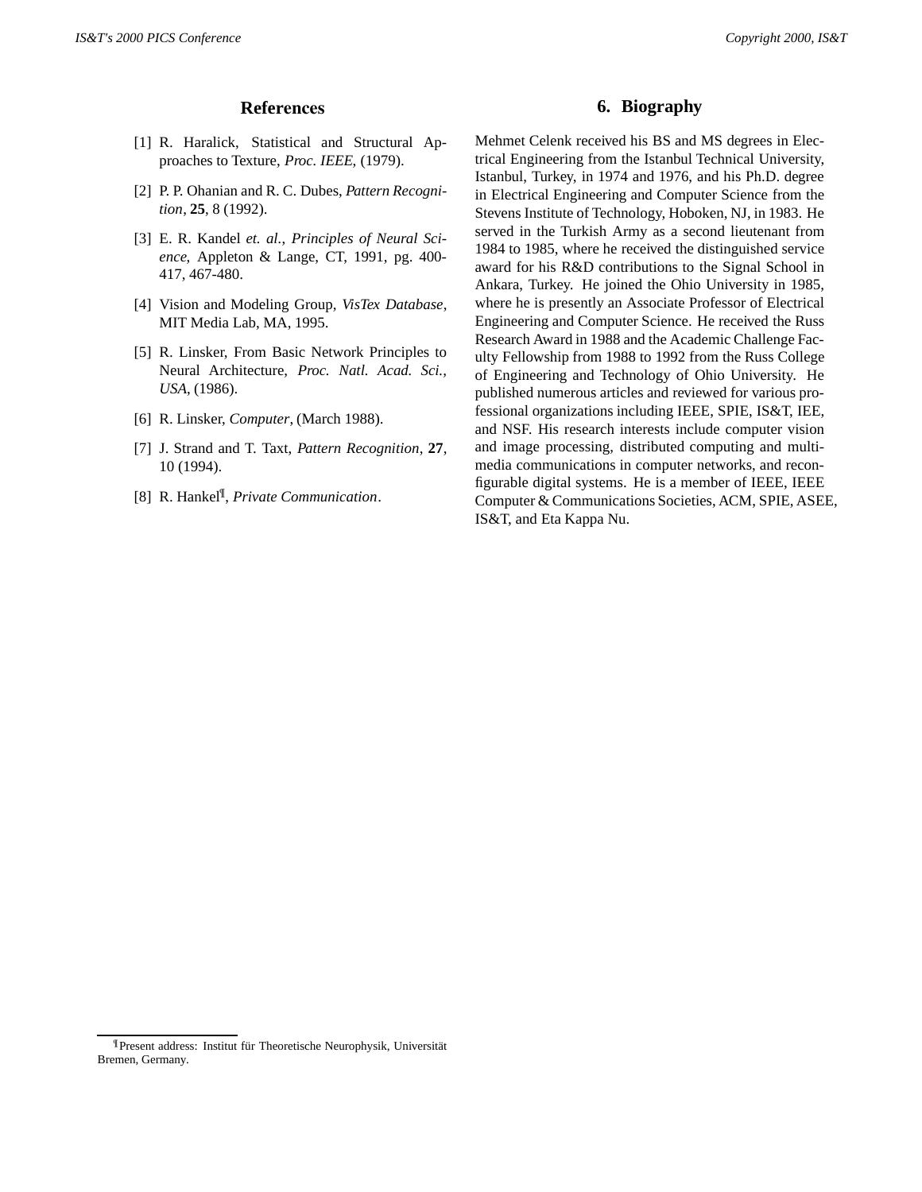## References

[1] R. Haralick, Statistical and Structural Approaches to Texture, *Proc. IEEE*, (1979).

[2] P. P. Ohanian and R. C. Dubes, *Pattern Recognition*, **25**, 8 (1992).

[3] E. R. Kandel *et. al.*, *Principles of Neural Science*, Appleton & Lange, CT, 1991, pg. 400-417, 467-480.

[4] Vision and Modeling Group, *VisTex Database*, MIT Media Lab, MA, 1995.

[5] R. Linsker, From Basic Network Principles to Neural Architecture, *Proc. Natl. Acad. Sci., USA*, (1986).

[6] R. Linsker, *Computer*, (March 1988).

[7] J. Strand and T. Taxt, *Pattern Recognition*, **27**, 10 (1994).

[8] R. Hankel[¶], *Private Communication*.

## 6. Biography

Mehmet Celenk received his BS and MS degrees in Electrical Engineering from the Istanbul Technical University, Istanbul, Turkey, in 1974 and 1976, and his Ph.D. degree in Electrical Engineering and Computer Science from the Stevens Institute of Technology, Hoboken, NJ, in 1983. He served in the Turkish Army as a second lieutenant from 1984 to 1985, where he received the distinguished service award for his R&D contributions to the Signal School in Ankara, Turkey. He joined the Ohio University in 1985, where he is presently an Associate Professor of Electrical Engineering and Computer Science. He received the Russ Research Award in 1988 and the Academic Challenge Faculty Fellowship from 1988 to 1992 from the Russ College of Engineering and Technology of Ohio University. He published numerous articles and reviewed for various professional organizations including IEEE, SPIE, IS&T, IEE, and NSF. His research interests include computer vision and image processing, distributed computing and multimedia communications in computer networks, and reconfigurable digital systems. He is a member of IEEE, IEEE Computer & Communications Societies, ACM, SPIE, ASEE, IS&T, and Eta Kappa Nu.

[¶] Present address: Institut für Theoretische Neurophysik, Universität Bremen, Germany.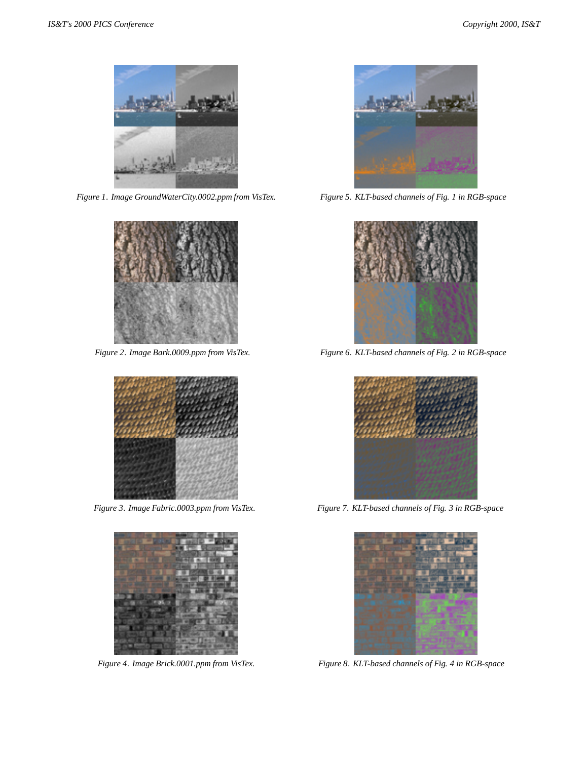*Figure 1. Image GroundWaterCity.0002.ppm from VisTex.*

*Figure 2. Image Bark.0009.ppm from VisTex.*

*Figure 3. Image Fabric.0003.ppm from VisTex.*

*Figure 4. Image Brick.0001.ppm from VisTex.*

*Figure 5. KLT-based channels of Fig. 1 in RGB-space*

*Figure 6. KLT-based channels of Fig. 2 in RGB-space*

*Figure 7. KLT-based channels of Fig. 3 in RGB-space*

*Figure 8. KLT-based channels of Fig. 4 in RGB-space*